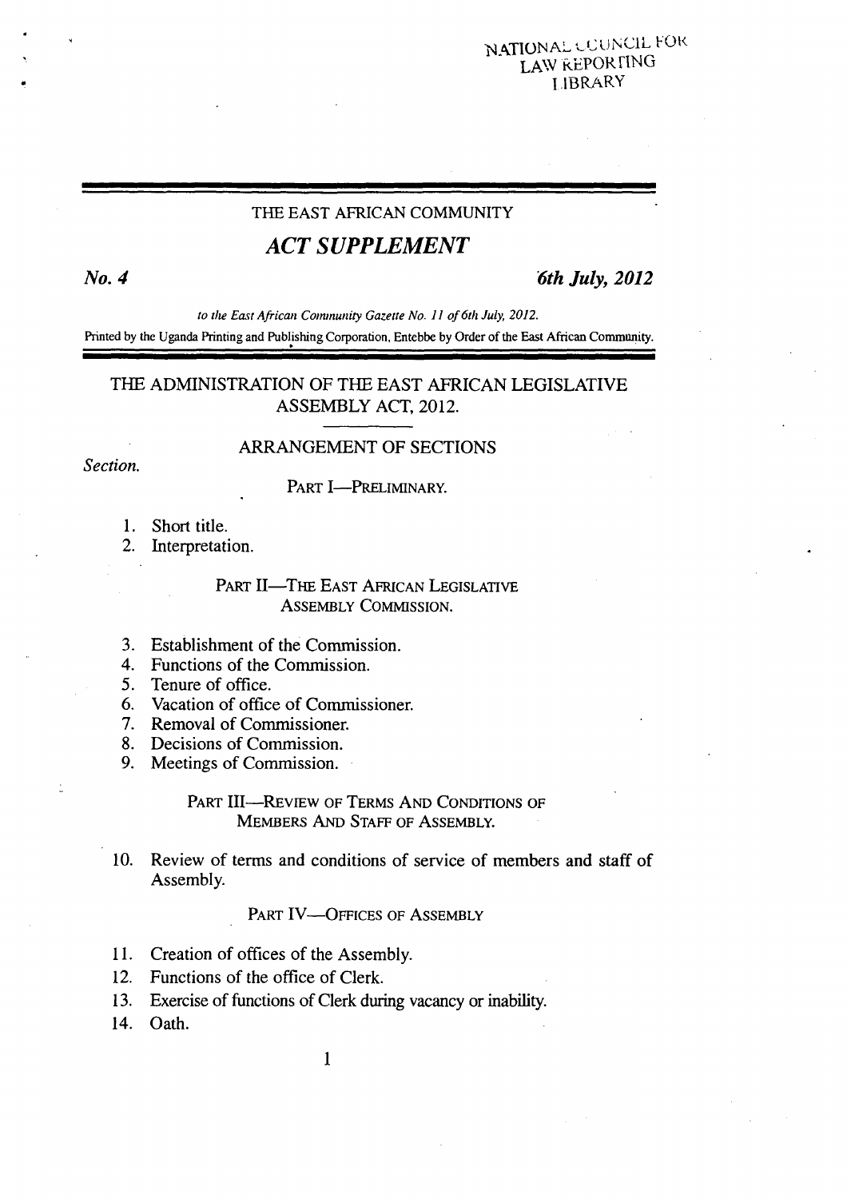NATIONAL COUNCIL FOR LAW REPORTING LIBRARY

THE EAST AFRICAN COMMUNITY

# *ACT SUPPLEMENT*

***No. 4*** ***6th July, 2012***

*to the East African Community Gazette No. 11 of 6th July, 2012.*

Printed by the Uganda Printing and Publishing Corporation, Entebbe by Order of the East African Community.

## THE ADMINISTRATION OF THE EAST AFRICAN LEGISLATIVE ASSEMBLY ACT, 2012.

### ARRANGEMENT OF SECTIONS

*Section.*

PART I—PRELIMINARY.

1. Short title.
2. Interpretation.

PART II—THE EAST AFRICAN LEGISLATIVE ASSEMBLY COMMISSION.

3. Establishment of the Commission.
4. Functions of the Commission.
5. Tenure of office.
6. Vacation of office of Commissioner.
7. Removal of Commissioner.
8. Decisions of Commission.
9. Meetings of Commission.

PART III—REVIEW OF TERMS AND CONDITIONS OF MEMBERS AND STAFF OF ASSEMBLY.

10. Review of terms and conditions of service of members and staff of Assembly.

PART IV—OFFICES OF ASSEMBLY

11. Creation of offices of the Assembly.
12. Functions of the office of Clerk.
13. Exercise of functions of Clerk during vacancy or inability.
14. Oath.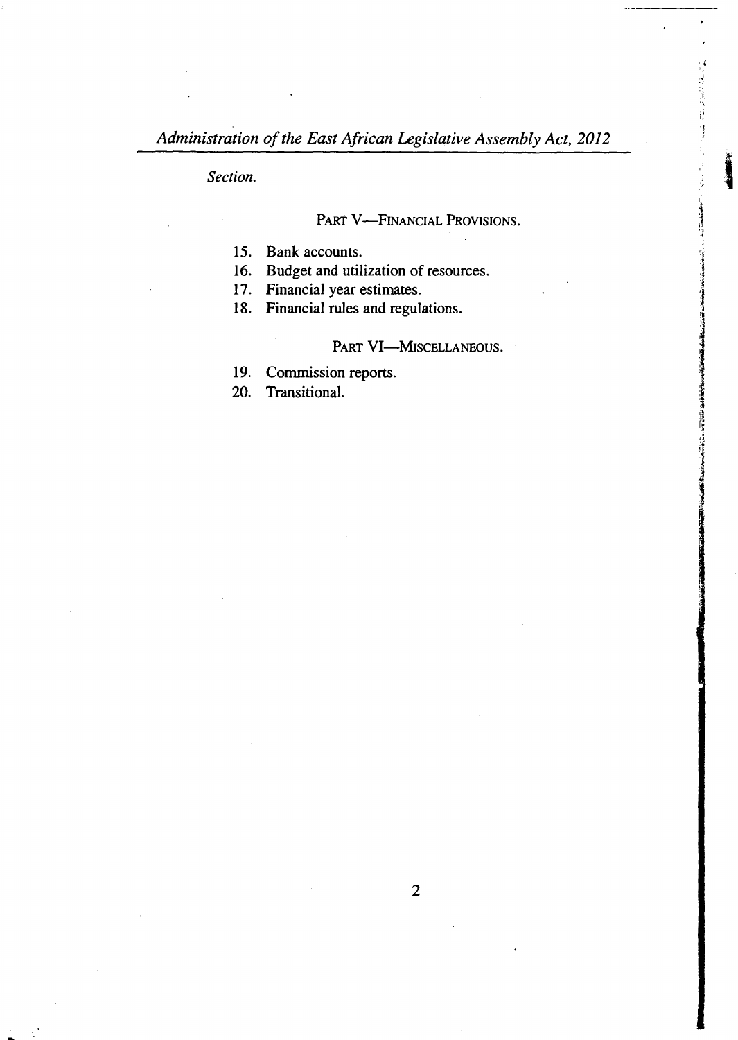*Section.*

PART V—FINANCIAL PROVISIONS.

15. Bank accounts.
16. Budget and utilization of resources.
17. Financial year estimates.
18. Financial rules and regulations.

PART VI—MISCELLANEOUS.

19. Commission reports.
20. Transitional.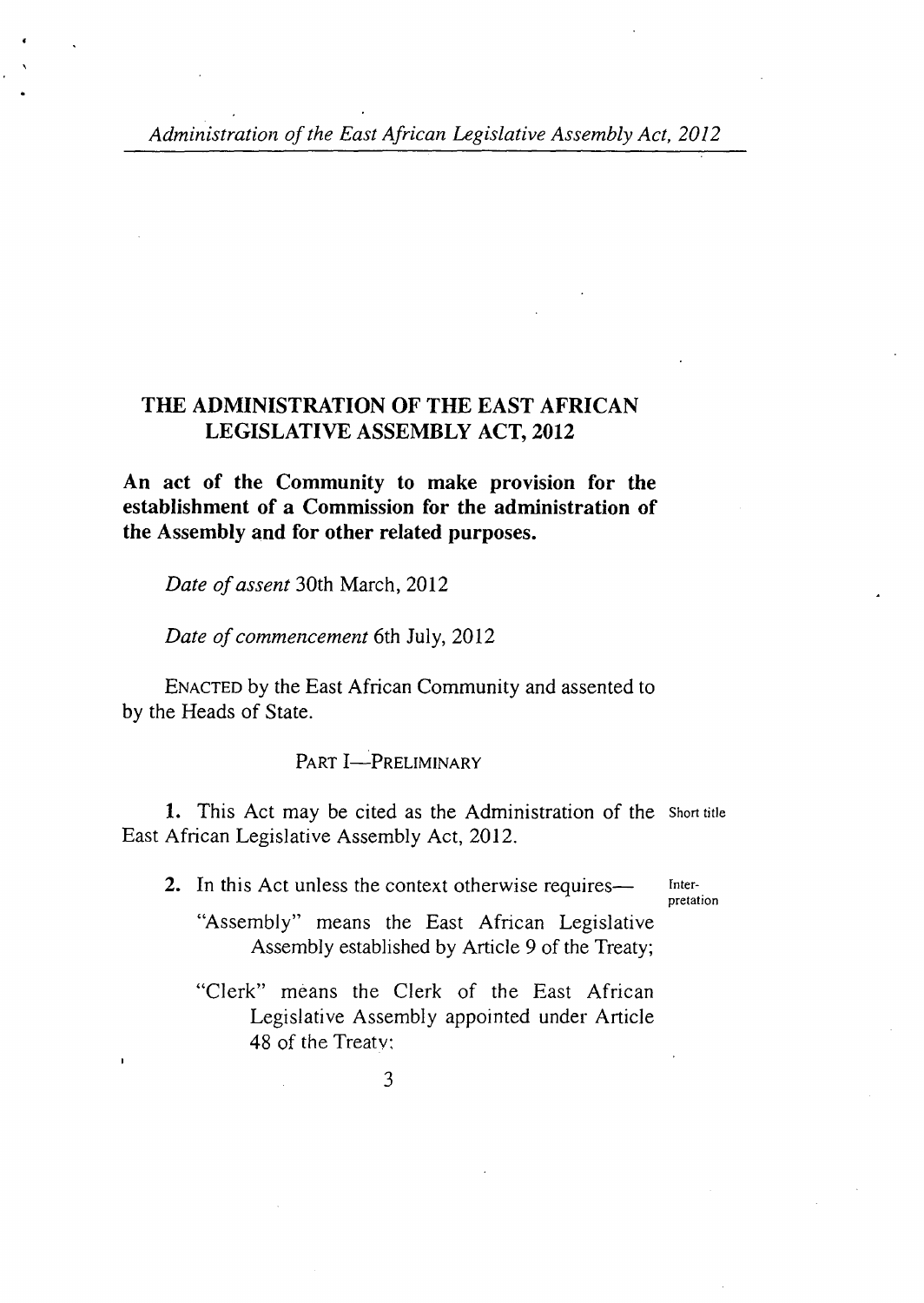# THE ADMINISTRATION OF THE EAST AFRICAN LEGISLATIVE ASSEMBLY ACT, 2012

**An act of the Community to make provision for the establishment of a Commission for the administration of the Assembly and for other related purposes.**

*Date of assent* 30th March, 2012

*Date of commencement* 6th July, 2012

ENACTED by the East African Community and assented to by the Heads of State.

## PART I—PRELIMINARY

Short title

**1.** This Act may be cited as the Administration of the East African Legislative Assembly Act, 2012.

Interpretation

**2.** In this Act unless the context otherwise requires—

"Assembly" means the East African Legislative Assembly established by Article 9 of the Treaty;

"Clerk" means the Clerk of the East African Legislative Assembly appointed under Article 48 of the Treaty;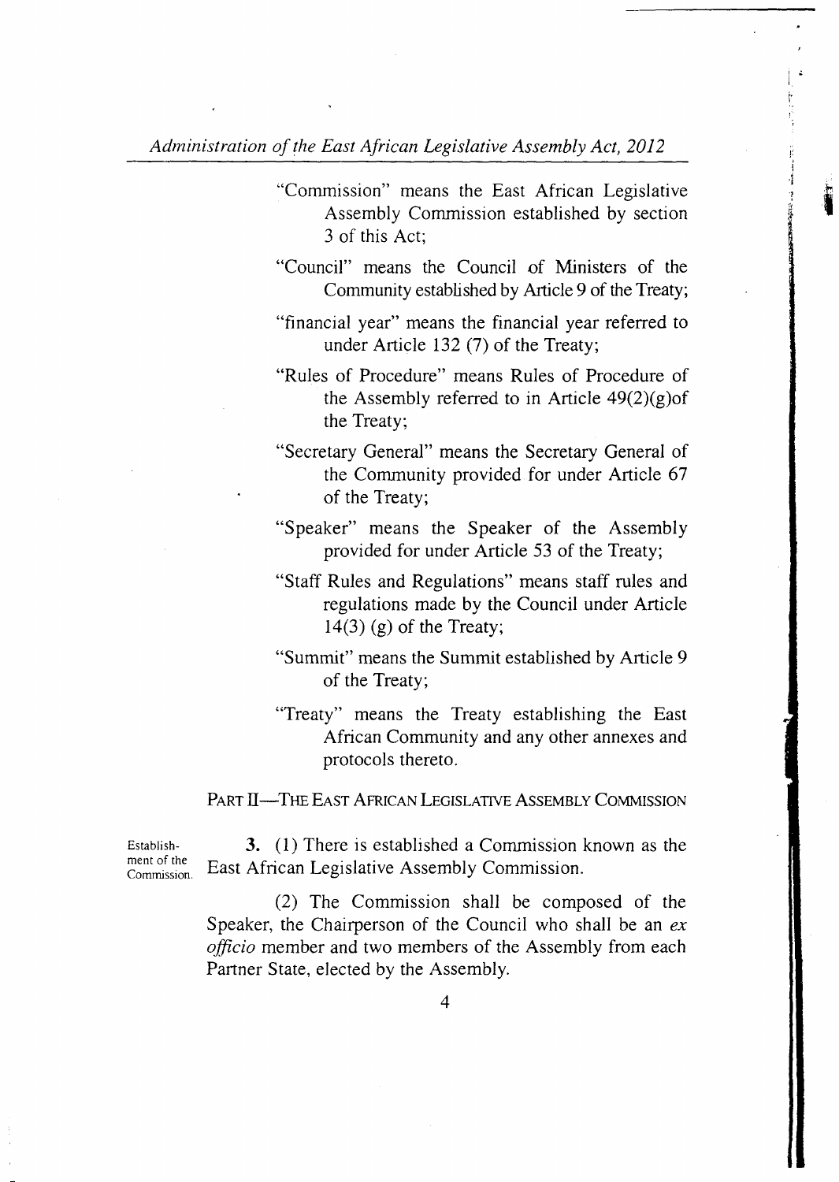"Commission" means the East African Legislative Assembly Commission established by section 3 of this Act;

"Council" means the Council of Ministers of the Community established by Article 9 of the Treaty;

"financial year" means the financial year referred to under Article 132 (7) of the Treaty;

"Rules of Procedure" means Rules of Procedure of the Assembly referred to in Article 49(2)(g)of the Treaty;

"Secretary General" means the Secretary General of the Community provided for under Article 67 of the Treaty;

"Speaker" means the Speaker of the Assembly provided for under Article 53 of the Treaty;

"Staff Rules and Regulations" means staff rules and regulations made by the Council under Article 14(3) (g) of the Treaty;

"Summit" means the Summit established by Article 9 of the Treaty;

"Treaty" means the Treaty establishing the East African Community and any other annexes and protocols thereto.

## PART II—THE EAST AFRICAN LEGISLATIVE ASSEMBLY COMMISSION

Establishment of the Commission.

**3.** (1) There is established a Commission known as the East African Legislative Assembly Commission.

(2) The Commission shall be composed of the Speaker, the Chairperson of the Council who shall be an *ex officio* member and two members of the Assembly from each Partner State, elected by the Assembly.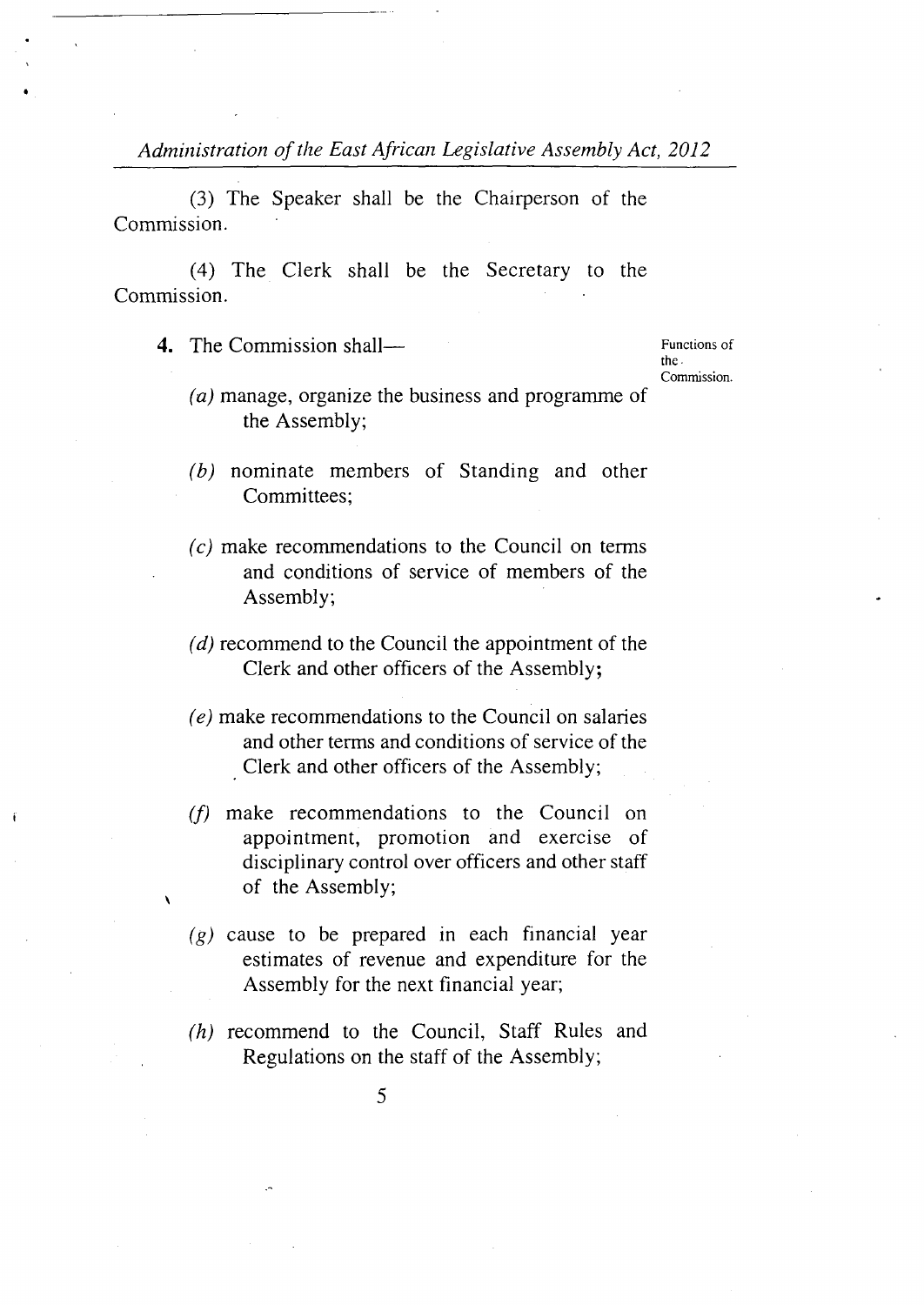(3) The Speaker shall be the Chairperson of the Commission.

(4) The Clerk shall be the Secretary to the Commission.

Functions of the Commission.

**4.** The Commission shall—

*(a)* manage, organize the business and programme of the Assembly;

*(b)* nominate members of Standing and other Committees;

*(c)* make recommendations to the Council on terms and conditions of service of members of the Assembly;

*(d)* recommend to the Council the appointment of the Clerk and other officers of the Assembly;

*(e)* make recommendations to the Council on salaries and other terms and conditions of service of the Clerk and other officers of the Assembly;

*(f)* make recommendations to the Council on appointment, promotion and exercise of disciplinary control over officers and other staff of the Assembly;

*(g)* cause to be prepared in each financial year estimates of revenue and expenditure for the Assembly for the next financial year;

*(h)* recommend to the Council, Staff Rules and Regulations on the staff of the Assembly;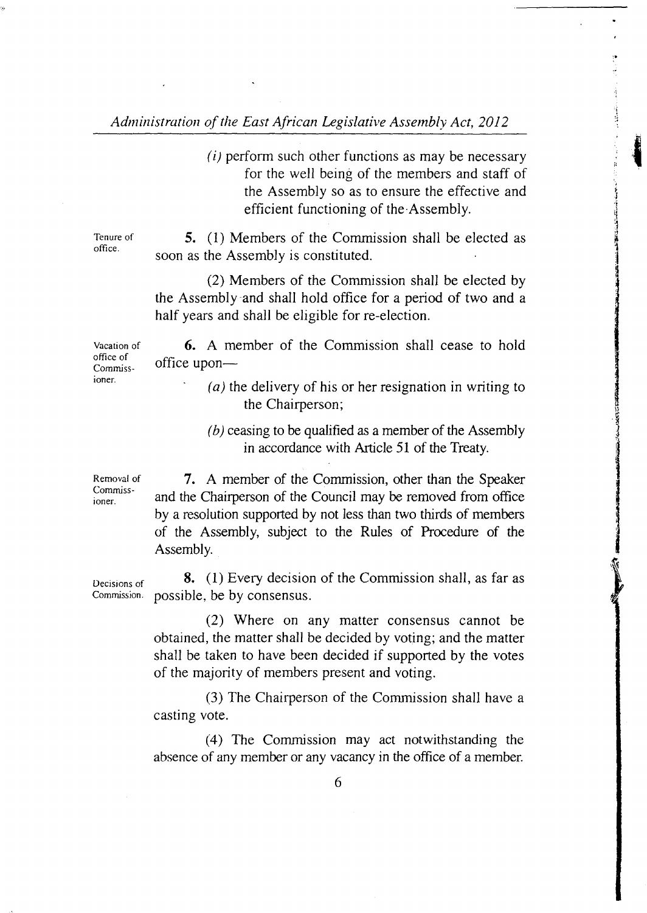*(i)* perform such other functions as may be necessary for the well being of the members and staff of the Assembly so as to ensure the effective and efficient functioning of the Assembly.

Tenure of office.

**5.** (1) Members of the Commission shall be elected as soon as the Assembly is constituted.

(2) Members of the Commission shall be elected by the Assembly and shall hold office for a period of two and a half years and shall be eligible for re-election.

Vacation of office of Commissioner.

**6.** A member of the Commission shall cease to hold office upon—

*(a)* the delivery of his or her resignation in writing to the Chairperson;

*(b)* ceasing to be qualified as a member of the Assembly in accordance with Article 51 of the Treaty.

Removal of Commissioner.

**7.** A member of the Commission, other than the Speaker and the Chairperson of the Council may be removed from office by a resolution supported by not less than two thirds of members of the Assembly, subject to the Rules of Procedure of the Assembly.

Decisions of Commission.

**8.** (1) Every decision of the Commission shall, as far as possible, be by consensus.

(2) Where on any matter consensus cannot be obtained, the matter shall be decided by voting; and the matter shall be taken to have been decided if supported by the votes of the majority of members present and voting.

(3) The Chairperson of the Commission shall have a casting vote.

(4) The Commission may act notwithstanding the absence of any member or any vacancy in the office of a member.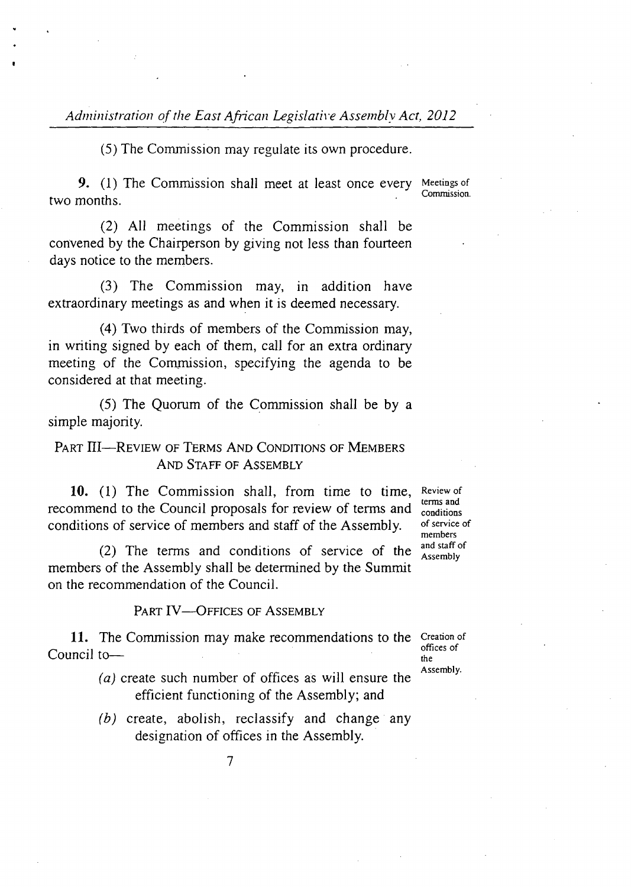(5) The Commission may regulate its own procedure.

Meetings of Commission.

**9.** (1) The Commission shall meet at least once every two months.

(2) All meetings of the Commission shall be convened by the Chairperson by giving not less than fourteen days notice to the members.

(3) The Commission may, in addition have extraordinary meetings as and when it is deemed necessary.

(4) Two thirds of members of the Commission may, in writing signed by each of them, call for an extra ordinary meeting of the Commission, specifying the agenda to be considered at that meeting.

(5) The Quorum of the Commission shall be by a simple majority.

## PART III—REVIEW OF TERMS AND CONDITIONS OF MEMBERS AND STAFF OF ASSEMBLY

Review of terms and conditions of service of members and staff of Assembly

**10.** (1) The Commission shall, from time to time, recommend to the Council proposals for review of terms and conditions of service of members and staff of the Assembly.

(2) The terms and conditions of service of the members of the Assembly shall be determined by the Summit on the recommendation of the Council.

## PART IV—OFFICES OF ASSEMBLY

Creation of offices of the Assembly.

**11.** The Commission may make recommendations to the Council to—

*(a)* create such number of offices as will ensure the efficient functioning of the Assembly; and

*(b)* create, abolish, reclassify and change any designation of offices in the Assembly.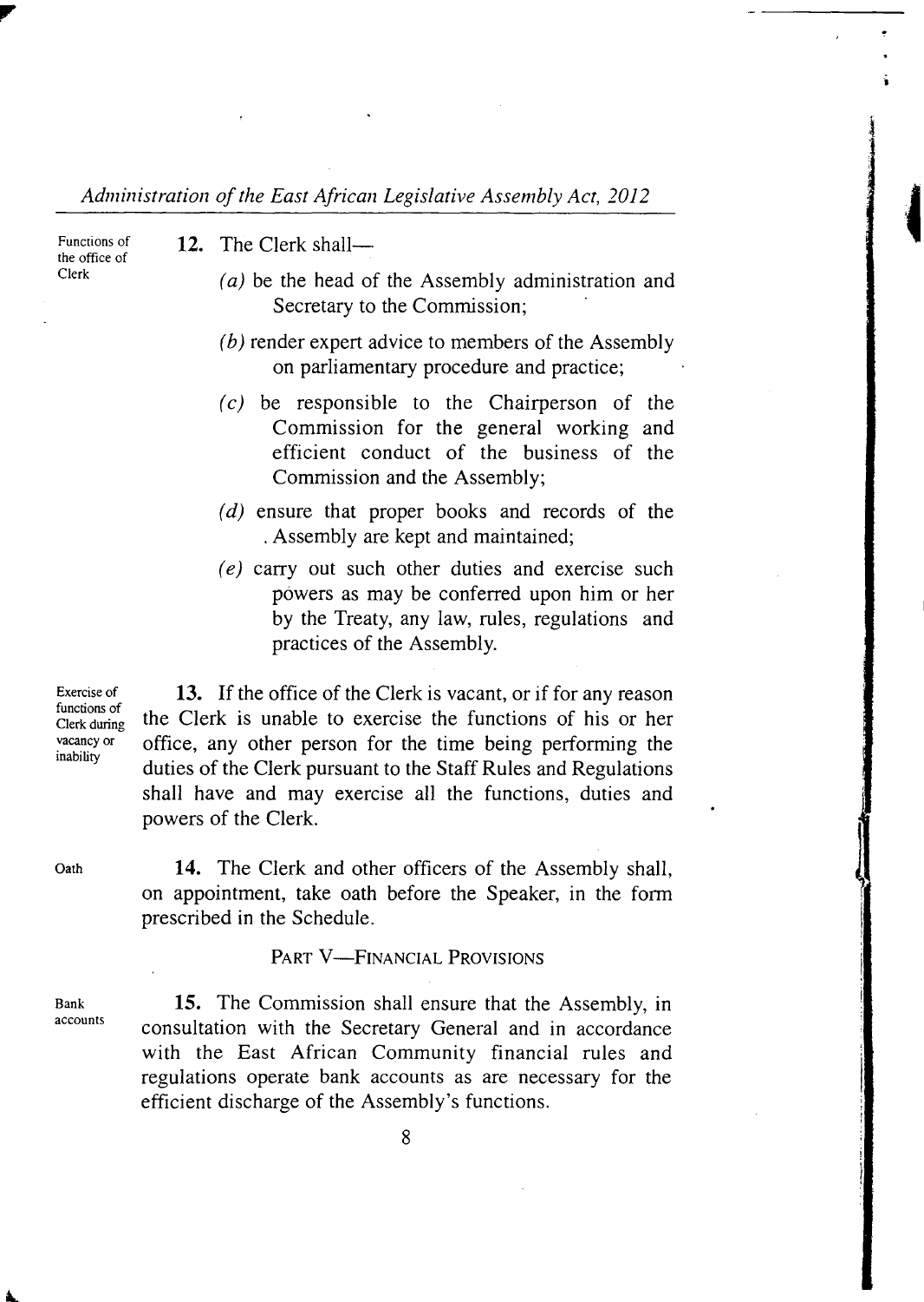Functions of the office of Clerk

**12.** The Clerk shall—

*(a)* be the head of the Assembly administration and Secretary to the Commission;

*(b)* render expert advice to members of the Assembly on parliamentary procedure and practice;

*(c)* be responsible to the Chairperson of the Commission for the general working and efficient conduct of the business of the Commission and the Assembly;

*(d)* ensure that proper books and records of the Assembly are kept and maintained;

*(e)* carry out such other duties and exercise such powers as may be conferred upon him or her by the Treaty, any law, rules, regulations and practices of the Assembly.

Exercise of functions of Clerk during vacancy or inability

**13.** If the office of the Clerk is vacant, or if for any reason the Clerk is unable to exercise the functions of his or her office, any other person for the time being performing the duties of the Clerk pursuant to the Staff Rules and Regulations shall have and may exercise all the functions, duties and powers of the Clerk.

Oath

**14.** The Clerk and other officers of the Assembly shall, on appointment, take oath before the Speaker, in the form prescribed in the Schedule.

## PART V—FINANCIAL PROVISIONS

Bank accounts

**15.** The Commission shall ensure that the Assembly, in consultation with the Secretary General and in accordance with the East African Community financial rules and regulations operate bank accounts as are necessary for the efficient discharge of the Assembly's functions.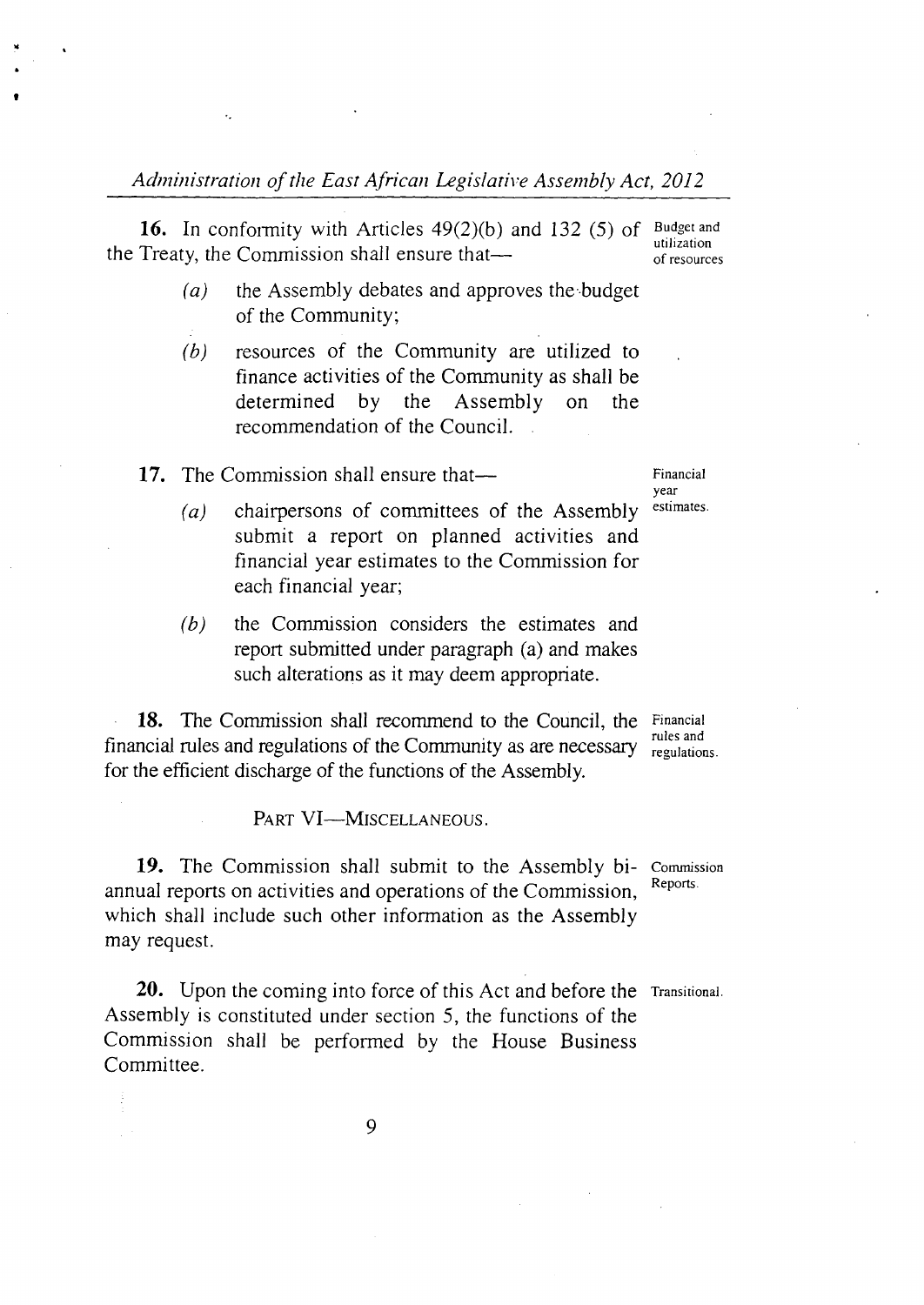**16.** In conformity with Articles 49(2)(b) and 132 (5) of the Treaty, the Commission shall ensure that—

Budget and utilization of resources

*(a)* the Assembly debates and approves the budget of the Community;

*(b)* resources of the Community are utilized to finance activities of the Community as shall be determined by the Assembly on the recommendation of the Council.

**17.** The Commission shall ensure that—

Financial year estimates.

*(a)* chairpersons of committees of the Assembly submit a report on planned activities and financial year estimates to the Commission for each financial year;

*(b)* the Commission considers the estimates and report submitted under paragraph (a) and makes such alterations as it may deem appropriate.

**18.** The Commission shall recommend to the Council, the financial rules and regulations of the Community as are necessary for the efficient discharge of the functions of the Assembly.

Financial rules and regulations.

## PART VI—MISCELLANEOUS.

**19.** The Commission shall submit to the Assembly bi-annual reports on activities and operations of the Commission, which shall include such other information as the Assembly may request.

Commission Reports.

**20.** Upon the coming into force of this Act and before the Assembly is constituted under section 5, the functions of the Commission shall be performed by the House Business Committee.

Transitional.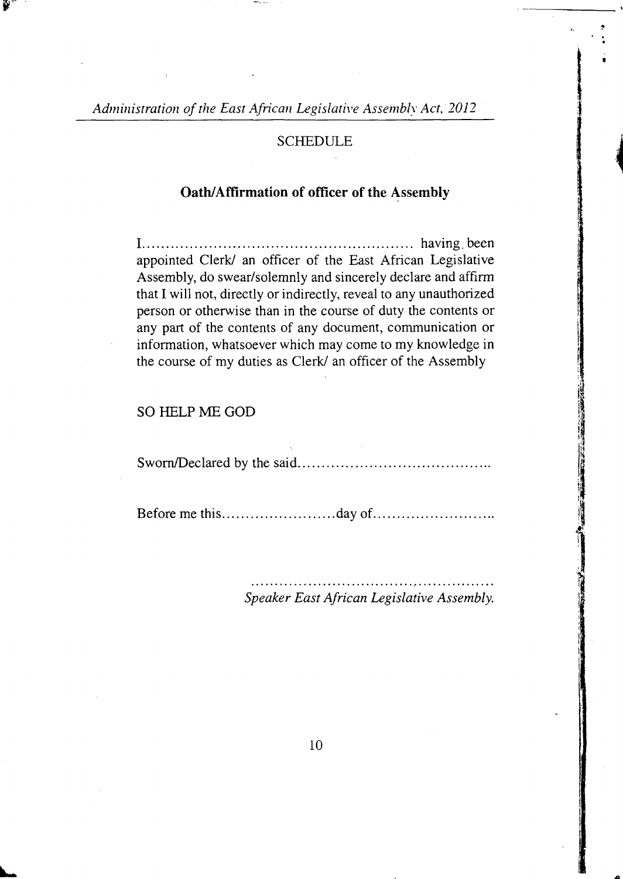# SCHEDULE

## Oath/Affirmation of officer of the Assembly

I......................................................... having been appointed Clerk/ an officer of the East African Legislative Assembly, do swear/solemnly and sincerely declare and affirm that I will not, directly or indirectly, reveal to any unauthorized person or otherwise than in the course of duty the contents or any part of the contents of any document, communication or information, whatsoever which may come to my knowledge in the course of my duties as Clerk/ an officer of the Assembly

SO HELP ME GOD

Sworn/Declared by the said.........................................

Before me this........................day of..........................

.................................................

*Speaker East African Legislative Assembly.*